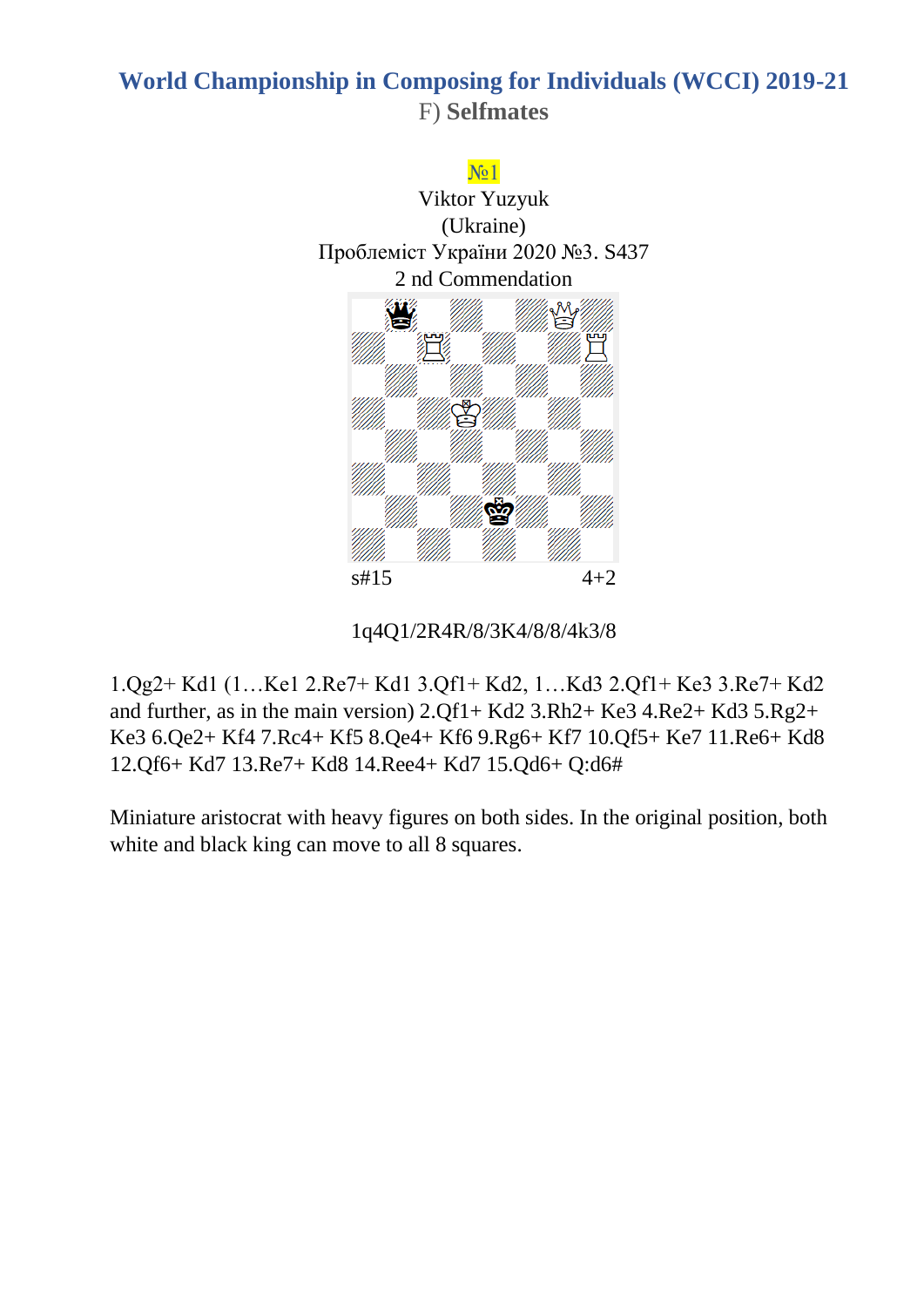# World Championship in Composing for Individuals (WCCI) 2019-21

## F) **Selfmates**

№1

Viktor Yuzyuk

(Ukraine)

Проблеміст України 2020 №3. S437

2 nd Commendation

s#15 4+2

1q4Q1/2R4R/8/3K4/8/8/4k3/8

1.Qg2+ Kd1 (1…Ke1 2.Re7+ Kd1 3.Qf1+ Kd2, 1…Kd3 2.Qf1+ Ke3 3.Re7+ Kd2 and further, as in the main version) 2.Qf1+ Kd2 3.Rh2+ Ke3 4.Re2+ Kd3 5.Rg2+ Ke3 6.Qe2+ Kf4 7.Rc4+ Kf5 8.Qe4+ Kf6 9.Rg6+ Kf7 10.Qf5+ Ke7 11.Re6+ Kd8 12.Qf6+ Kd7 13.Re7+ Kd8 14.Ree4+ Kd7 15.Qd6+ Q:d6#

Miniature aristocrat with heavy figures on both sides. In the original position, both white and black king can move to all 8 squares.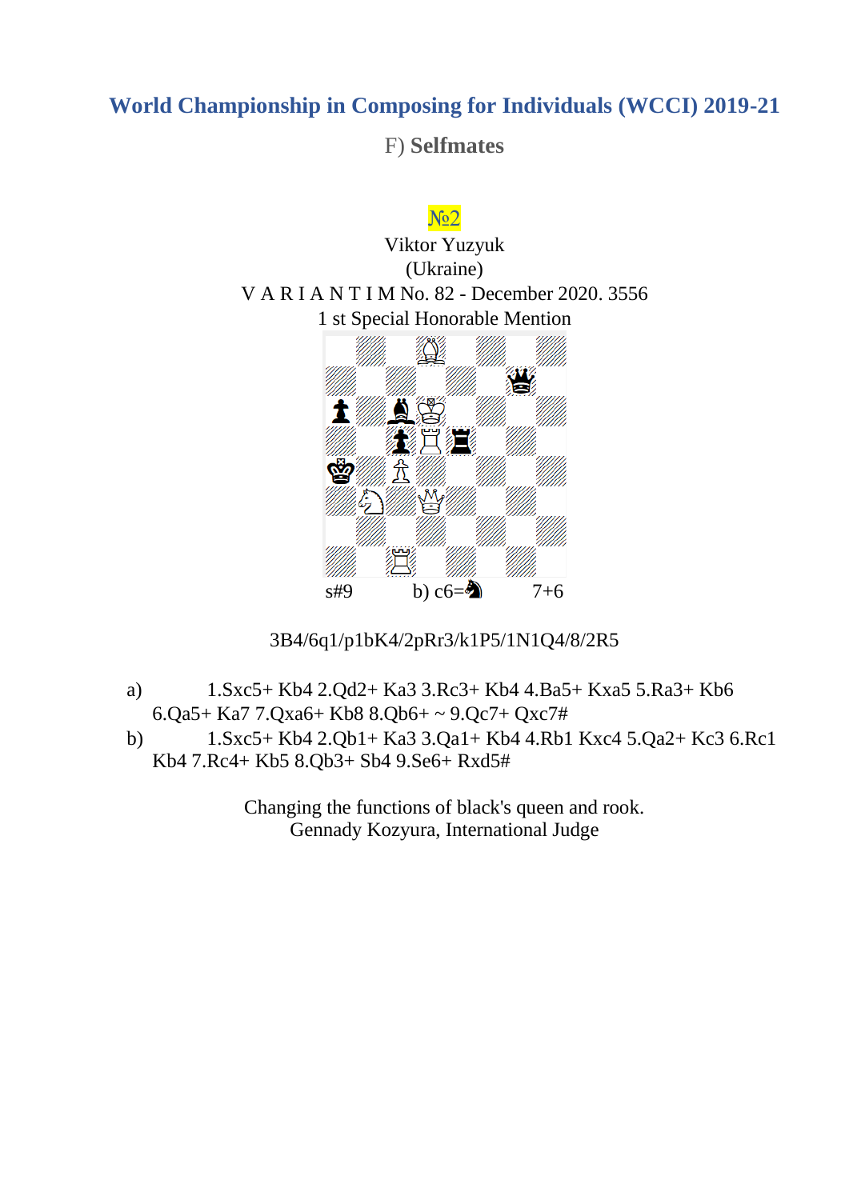# World Championship in Composing for Individuals (WCCI) 2019-21

## F) **Selfmates**

№2

Viktor Yuzyuk
(Ukraine)
V A R I A N T I M No. 82 - December 2020. 3556
1 st Special Honorable Mention

s#9 b) c6=♞ 7+6

3B4/6q1/p1bK4/2pRr3/k1P5/1N1Q4/8/2R5

a) 1.Sxc5+ Kb4 2.Qd2+ Ka3 3.Rc3+ Kb4 4.Ba5+ Kxa5 5.Ra3+ Kb6 6.Qa5+ Ka7 7.Qxa6+ Kb8 8.Qb6+ ~ 9.Qc7+ Qxc7#

b) 1.Sxc5+ Kb4 2.Qb1+ Ka3 3.Qa1+ Kb4 4.Rb1 Kxc4 5.Qa2+ Kc3 6.Rc1 Kb4 7.Rc4+ Kb5 8.Qb3+ Sb4 9.Se6+ Rxd5#

Changing the functions of black's queen and rook.
Gennady Kozyura, International Judge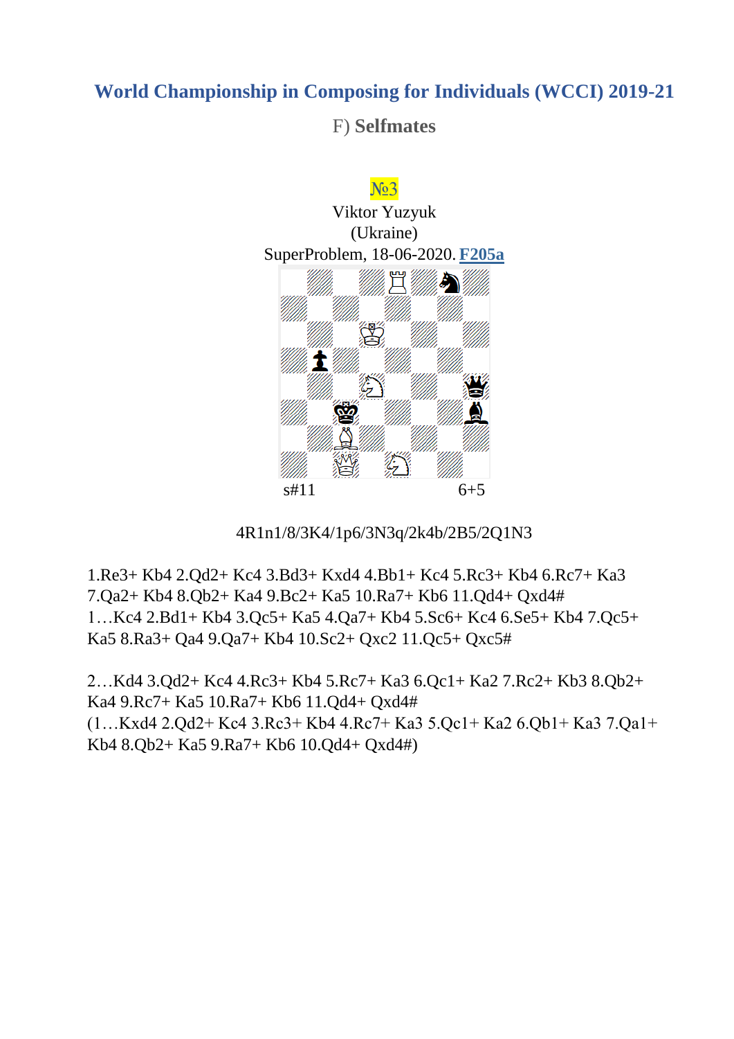# World Championship in Composing for Individuals (WCCI) 2019-21

## F) Selfmates

№3

Viktor Yuzyuk
(Ukraine)
SuperProblem, 18-06-2020. **F205a**

s#11 6+5

4R1n1/8/3K4/1p6/3N3q/2k4b/2B5/2Q1N3

1.Re3+ Kb4 2.Qd2+ Kc4 3.Bd3+ Kxd4 4.Bb1+ Kc4 5.Rc3+ Kb4 6.Rc7+ Ka3 7.Qa2+ Kb4 8.Qb2+ Ka4 9.Bc2+ Ka5 10.Ra7+ Kb6 11.Qd4+ Qxd4#
1…Kc4 2.Bd1+ Kb4 3.Qc5+ Ka5 4.Qa7+ Kb4 5.Sc6+ Kc4 6.Se5+ Kb4 7.Qc5+ Ka5 8.Ra3+ Qa4 9.Qa7+ Kb4 10.Sc2+ Qxc2 11.Qc5+ Qxc5#

2…Kd4 3.Qd2+ Kc4 4.Rc3+ Kb4 5.Rc7+ Ka3 6.Qc1+ Ka2 7.Rc2+ Kb3 8.Qb2+ Ka4 9.Rc7+ Ka5 10.Ra7+ Kb6 11.Qd4+ Qxd4#
(1…Kxd4 2.Qd2+ Kc4 3.Rc3+ Kb4 4.Rc7+ Ka3 5.Qc1+ Ka2 6.Qb1+ Ka3 7.Qa1+ Kb4 8.Qb2+ Ka5 9.Ra7+ Kb6 10.Qd4+ Qxd4#)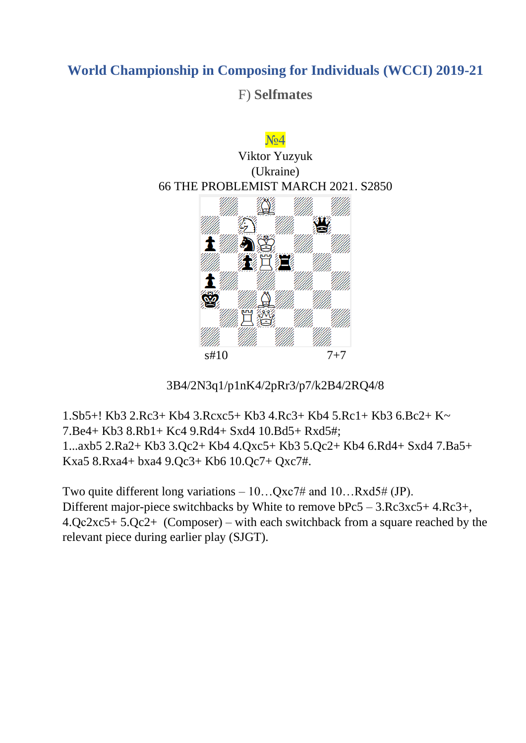## World Championship in Composing for Individuals (WCCI) 2019-21

### F) Selfmates

№4

Viktor Yuzyuk
(Ukraine)
66 THE PROBLEMIST MARCH 2021. S2850

s#10 7+7

3B4/2N3q1/p1nK4/2pRr3/p7/k2B4/2RQ4/8

1.Sb5+! Kb3 2.Rc3+ Kb4 3.Rcxc5+ Kb3 4.Rc3+ Kb4 5.Rc1+ Kb3 6.Bc2+ K~ 7.Be4+ Kb3 8.Rb1+ Kc4 9.Rd4+ Sxd4 10.Bd5+ Rxd5#;
1...axb5 2.Ra2+ Kb3 3.Qc2+ Kb4 4.Qxc5+ Kb3 5.Qc2+ Kb4 6.Rd4+ Sxd4 7.Ba5+ Kxa5 8.Rxa4+ bxa4 9.Qc3+ Kb6 10.Qc7+ Qxc7#.

Two quite different long variations – 10…Qxc7# and 10…Rxd5# (JP).
Different major-piece switchbacks by White to remove bPc5 – 3.Rc3xc5+ 4.Rc3+, 4.Qc2xc5+ 5.Qc2+ (Composer) – with each switchback from a square reached by the relevant piece during earlier play (SJGT).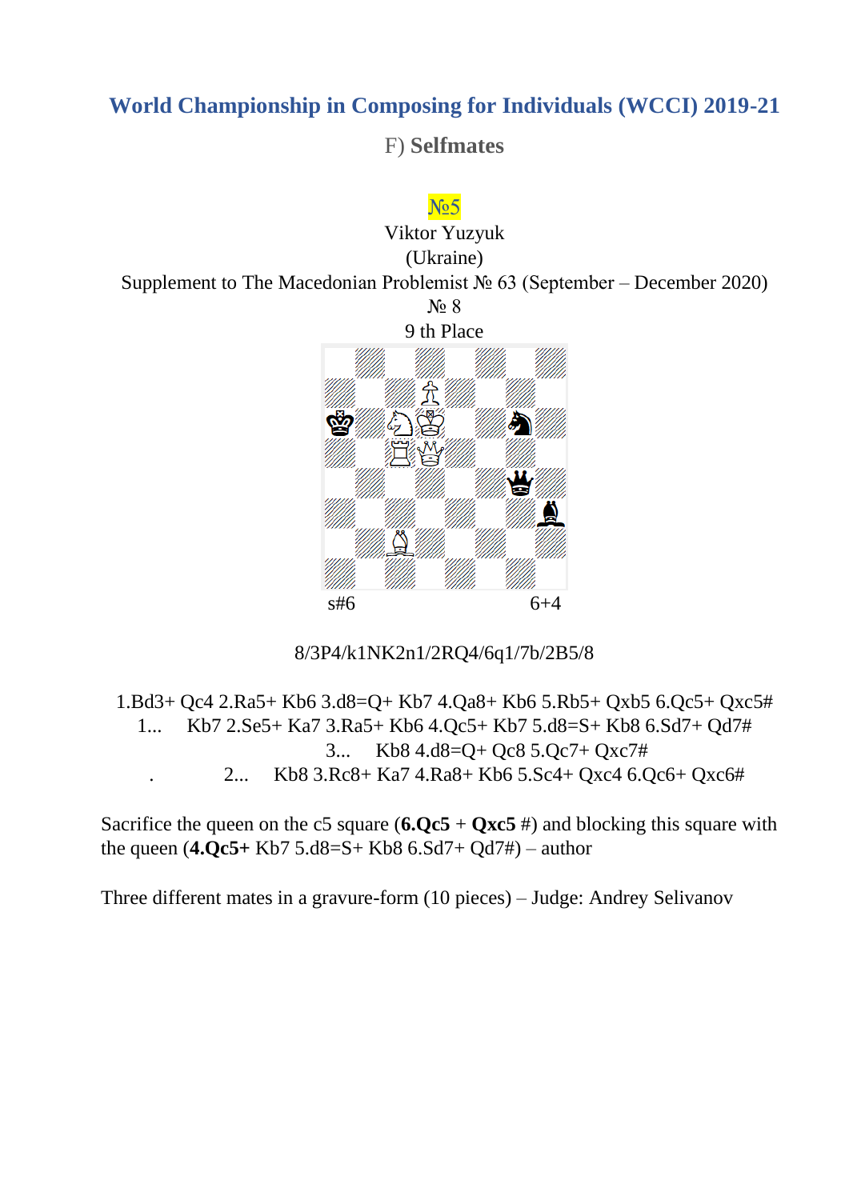## World Championship in Composing for Individuals (WCCI) 2019-21

### F) Selfmates

№5

Viktor Yuzyuk

(Ukraine)

Supplement to The Macedonian Problemist № 63 (September – December 2020)

№ 8

9 th Place

s#6 6+4

8/3P4/k1NK2n1/2RQ4/6q1/7b/2B5/8

1.Bd3+ Qc4 2.Ra5+ Kb6 3.d8=Q+ Kb7 4.Qa8+ Kb6 5.Rb5+ Qxb5 6.Qc5+ Qxc5#

1... Kb7 2.Se5+ Ka7 3.Ra5+ Kb6 4.Qc5+ Kb7 5.d8=S+ Kb8 6.Sd7+ Qd7#

3... Kb8 4.d8=Q+ Qc8 5.Qc7+ Qxc7#

. 2... Kb8 3.Rc8+ Ka7 4.Ra8+ Kb6 5.Sc4+ Qxc4 6.Qc6+ Qxc6#

Sacrifice the queen on the c5 square (**6.Qc5** + **Qxc5** #) and blocking this square with the queen (**4.Qc5+** Kb7 5.d8=S+ Kb8 6.Sd7+ Qd7#) – author

Three different mates in a gravure-form (10 pieces) – Judge: Andrey Selivanov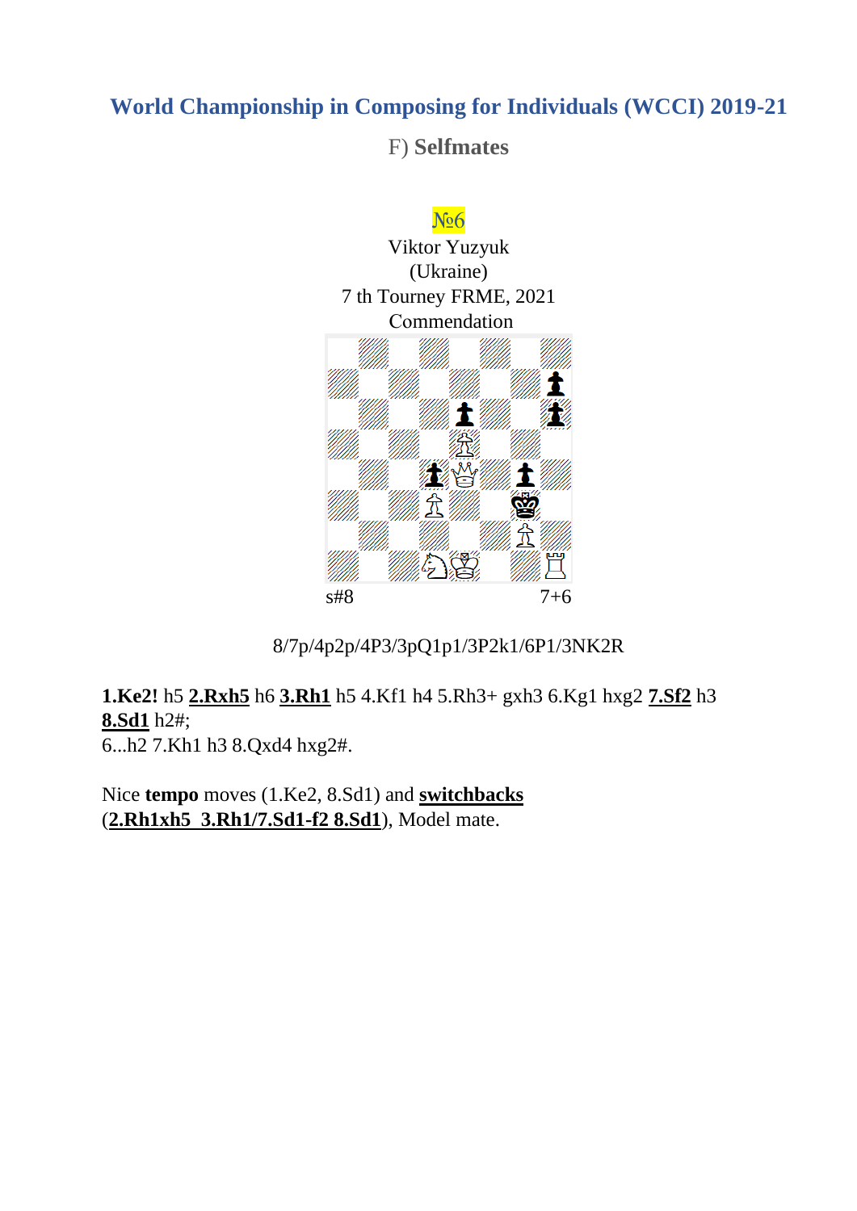## World Championship in Composing for Individuals (WCCI) 2019-21

### F) **Selfmates**

№6
Viktor Yuzyuk
(Ukraine)
7 th Tourney FRME, 2021
Commendation

s#8 7+6

8/7p/4p2p/4P3/3pQ1p1/3P2k1/6P1/3NK2R

**1.Ke2!** h5 **2.Rxh5** h6 **3.Rh1** h5 4.Kf1 h4 5.Rh3+ gxh3 6.Kg1 hxg2 **7.Sf2** h3 **8.Sd1** h2#;
6...h2 7.Kh1 h3 8.Qxd4 hxg2#.

Nice **tempo** moves (1.Ke2, 8.Sd1) and **switchbacks** (**2.Rh1xh5 3.Rh1/7.Sd1-f2 8.Sd1**), Model mate.